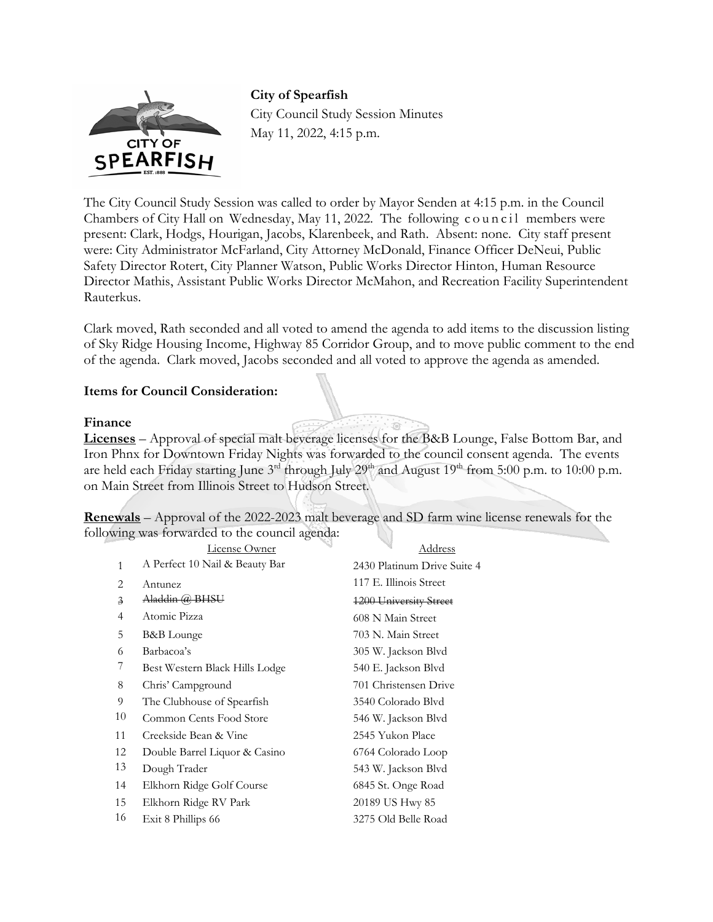**City of Spearfish**
City Council Study Session Minutes
May 11, 2022, 4:15 p.m.

The City Council Study Session was called to order by Mayor Senden at 4:15 p.m. in the Council Chambers of City Hall on Wednesday, May 11, 2022. The following council members were present: Clark, Hodgs, Hourigan, Jacobs, Klarenbeek, and Rath. Absent: none. City staff present were: City Administrator McFarland, City Attorney McDonald, Finance Officer DeNeui, Public Safety Director Rotert, City Planner Watson, Public Works Director Hinton, Human Resource Director Mathis, Assistant Public Works Director McMahon, and Recreation Facility Superintendent Rauterkus.

Clark moved, Rath seconded and all voted to amend the agenda to add items to the discussion listing of Sky Ridge Housing Income, Highway 85 Corridor Group, and to move public comment to the end of the agenda. Clark moved, Jacobs seconded and all voted to approve the agenda as amended.

**Items for Council Consideration:**

**Finance**

**Licenses** – Approval of special malt beverage licenses for the B&B Lounge, False Bottom Bar, and Iron Phnx for Downtown Friday Nights was forwarded to the council consent agenda. The events are held each Friday starting June 3rd through July 29th and August 19th from 5:00 p.m. to 10:00 p.m. on Main Street from Illinois Street to Hudson Street.

**Renewals** – Approval of the 2022-2023 malt beverage and SD farm wine license renewals for the following was forwarded to the council agenda:

| | License Owner | Address |
|---|---|---|
| 1 | A Perfect 10 Nail & Beauty Bar | 2430 Platinum Drive Suite 4 |
| 2 | Antunez | 117 E. Illinois Street |
| 3 | ~~Aladdin @ BHSU~~ | ~~1200 University Street~~ |
| 4 | Atomic Pizza | 608 N Main Street |
| 5 | B&B Lounge | 703 N. Main Street |
| 6 | Barbacoa's | 305 W. Jackson Blvd |
| 7 | Best Western Black Hills Lodge | 540 E. Jackson Blvd |
| 8 | Chris' Campground | 701 Christensen Drive |
| 9 | The Clubhouse of Spearfish | 3540 Colorado Blvd |
| 10 | Common Cents Food Store | 546 W. Jackson Blvd |
| 11 | Creekside Bean & Vine | 2545 Yukon Place |
| 12 | Double Barrel Liquor & Casino | 6764 Colorado Loop |
| 13 | Dough Trader | 543 W. Jackson Blvd |
| 14 | Elkhorn Ridge Golf Course | 6845 St. Onge Road |
| 15 | Elkhorn Ridge RV Park | 20189 US Hwy 85 |
| 16 | Exit 8 Phillips 66 | 3275 Old Belle Road |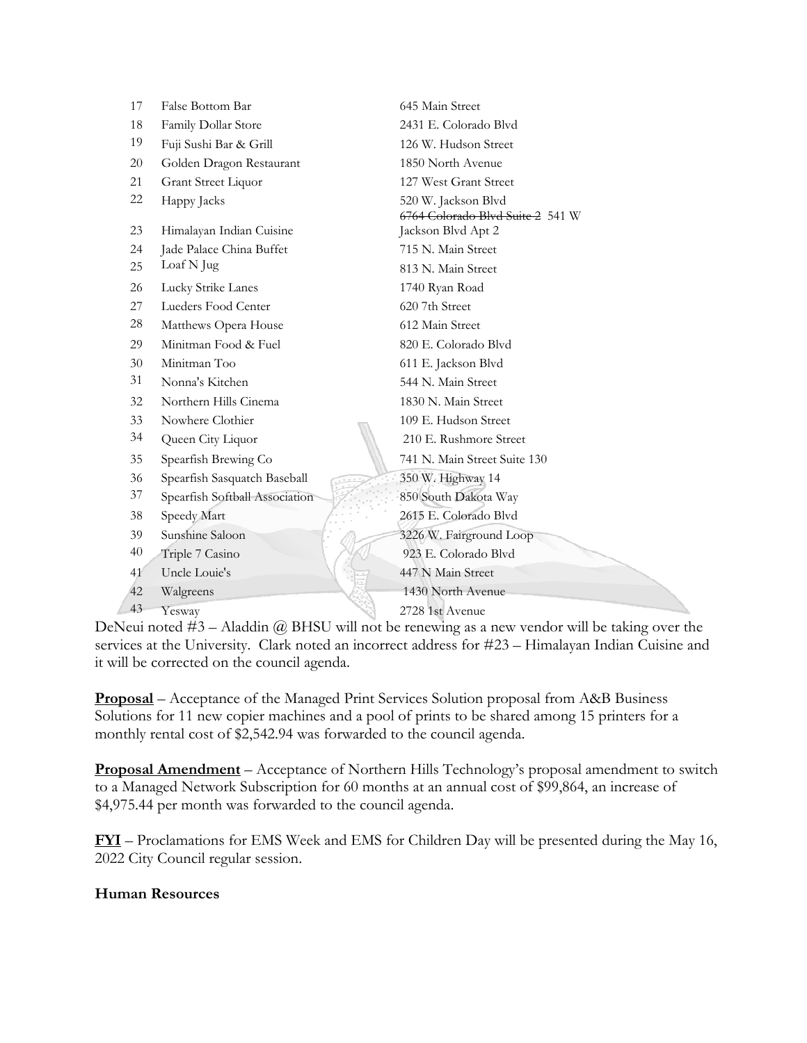| | | |
|---|---|---|
| 17 | False Bottom Bar | 645 Main Street |
| 18 | Family Dollar Store | 2431 E. Colorado Blvd |
| 19 | Fuji Sushi Bar & Grill | 126 W. Hudson Street |
| 20 | Golden Dragon Restaurant | 1850 North Avenue |
| 21 | Grant Street Liquor | 127 West Grant Street |
| 22 | Happy Jacks | 520 W. Jackson Blvd |
| 23 | Himalayan Indian Cuisine | ~~6764 Colorado Blvd Suite 2~~ 541 W Jackson Blvd Apt 2 |
| 24 | Jade Palace China Buffet | 715 N. Main Street |
| 25 | Loaf N Jug | 813 N. Main Street |
| 26 | Lucky Strike Lanes | 1740 Ryan Road |
| 27 | Lueders Food Center | 620 7th Street |
| 28 | Matthews Opera House | 612 Main Street |
| 29 | Minitman Food & Fuel | 820 E. Colorado Blvd |
| 30 | Minitman Too | 611 E. Jackson Blvd |
| 31 | Nonna's Kitchen | 544 N. Main Street |
| 32 | Northern Hills Cinema | 1830 N. Main Street |
| 33 | Nowhere Clothier | 109 E. Hudson Street |
| 34 | Queen City Liquor | 210 E. Rushmore Street |
| 35 | Spearfish Brewing Co | 741 N. Main Street Suite 130 |
| 36 | Spearfish Sasquatch Baseball | 350 W. Highway 14 |
| 37 | Spearfish Softball Association | 850 South Dakota Way |
| 38 | Speedy Mart | 2615 E. Colorado Blvd |
| 39 | Sunshine Saloon | 3226 W. Fairground Loop |
| 40 | Triple 7 Casino | 923 E. Colorado Blvd |
| 41 | Uncle Louie's | 447 N Main Street |
| 42 | Walgreens | 1430 North Avenue |
| 43 | Yesway | 2728 1st Avenue |

DeNeui noted #3 – Aladdin @ BHSU will not be renewing as a new vendor will be taking over the services at the University. Clark noted an incorrect address for #23 – Himalayan Indian Cuisine and it will be corrected on the council agenda.

**Proposal** – Acceptance of the Managed Print Services Solution proposal from A&B Business Solutions for 11 new copier machines and a pool of prints to be shared among 15 printers for a monthly rental cost of $2,542.94 was forwarded to the council agenda.

**Proposal Amendment** – Acceptance of Northern Hills Technology's proposal amendment to switch to a Managed Network Subscription for 60 months at an annual cost of $99,864, an increase of $4,975.44 per month was forwarded to the council agenda.

**FYI** – Proclamations for EMS Week and EMS for Children Day will be presented during the May 16, 2022 City Council regular session.

**Human Resources**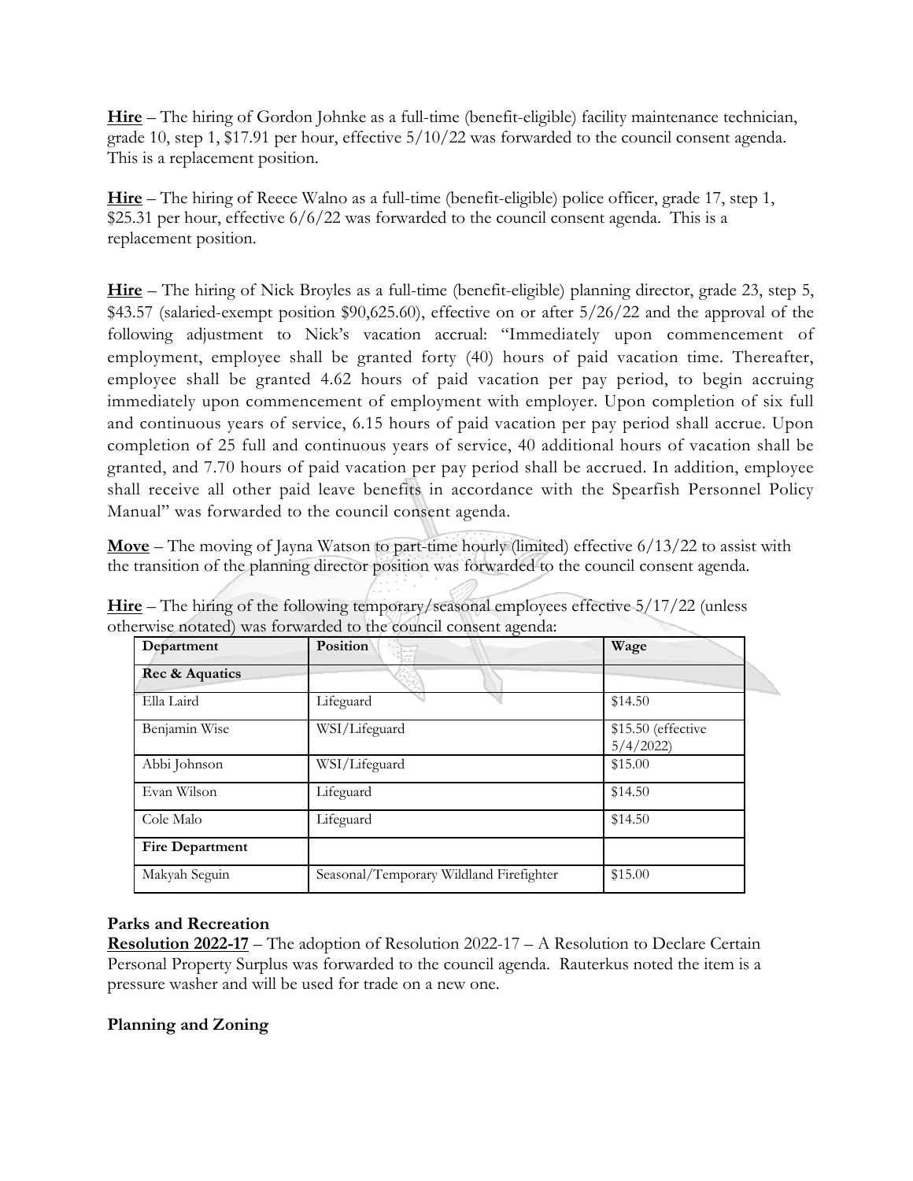**Hire** – The hiring of Gordon Johnke as a full-time (benefit-eligible) facility maintenance technician, grade 10, step 1, $17.91 per hour, effective 5/10/22 was forwarded to the council consent agenda. This is a replacement position.

**Hire** – The hiring of Reece Walno as a full-time (benefit-eligible) police officer, grade 17, step 1, $25.31 per hour, effective 6/6/22 was forwarded to the council consent agenda. This is a replacement position.

**Hire** – The hiring of Nick Broyles as a full-time (benefit-eligible) planning director, grade 23, step 5, $43.57 (salaried-exempt position $90,625.60), effective on or after 5/26/22 and the approval of the following adjustment to Nick's vacation accrual: "Immediately upon commencement of employment, employee shall be granted forty (40) hours of paid vacation time. Thereafter, employee shall be granted 4.62 hours of paid vacation per pay period, to begin accruing immediately upon commencement of employment with employer. Upon completion of six full and continuous years of service, 6.15 hours of paid vacation per pay period shall accrue. Upon completion of 25 full and continuous years of service, 40 additional hours of vacation shall be granted, and 7.70 hours of paid vacation per pay period shall be accrued. In addition, employee shall receive all other paid leave benefits in accordance with the Spearfish Personnel Policy Manual" was forwarded to the council consent agenda.

**Move** – The moving of Jayna Watson to part-time hourly (limited) effective 6/13/22 to assist with the transition of the planning director position was forwarded to the council consent agenda.

**Hire** – The hiring of the following temporary/seasonal employees effective 5/17/22 (unless otherwise notated) was forwarded to the council consent agenda:

| Department | Position | Wage |
|---|---|---|
| **Rec & Aquatics** | | |
| Ella Laird | Lifeguard | $14.50 |
| Benjamin Wise | WSI/Lifeguard | $15.50 (effective 5/4/2022) |
| Abbi Johnson | WSI/Lifeguard | $15.00 |
| Evan Wilson | Lifeguard | $14.50 |
| Cole Malo | Lifeguard | $14.50 |
| **Fire Department** | | |
| Makyah Seguin | Seasonal/Temporary Wildland Firefighter | $15.00 |

**Parks and Recreation**

**Resolution 2022-17** – The adoption of Resolution 2022-17 – A Resolution to Declare Certain Personal Property Surplus was forwarded to the council agenda. Rauterkus noted the item is a pressure washer and will be used for trade on a new one.

**Planning and Zoning**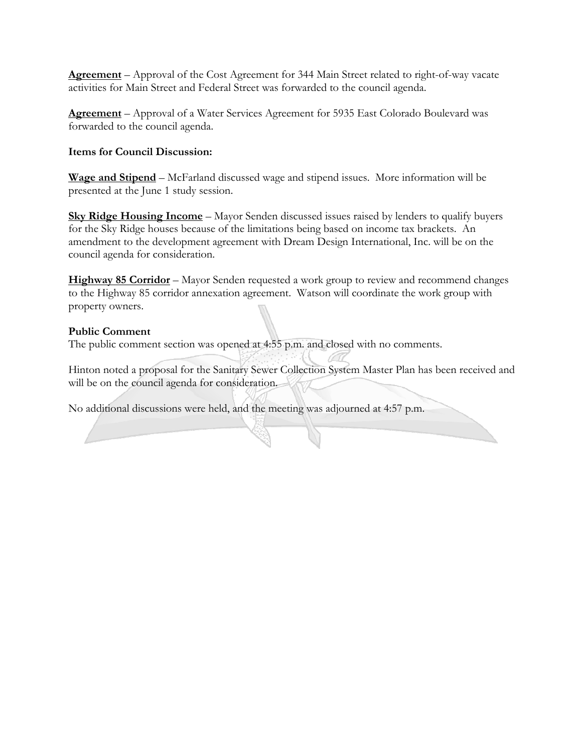**Agreement** – Approval of the Cost Agreement for 344 Main Street related to right-of-way vacate activities for Main Street and Federal Street was forwarded to the council agenda.

**Agreement** – Approval of a Water Services Agreement for 5935 East Colorado Boulevard was forwarded to the council agenda.

**Items for Council Discussion:**

**Wage and Stipend** – McFarland discussed wage and stipend issues. More information will be presented at the June 1 study session.

**Sky Ridge Housing Income** – Mayor Senden discussed issues raised by lenders to qualify buyers for the Sky Ridge houses because of the limitations being based on income tax brackets. An amendment to the development agreement with Dream Design International, Inc. will be on the council agenda for consideration.

**Highway 85 Corridor** – Mayor Senden requested a work group to review and recommend changes to the Highway 85 corridor annexation agreement. Watson will coordinate the work group with property owners.

**Public Comment**

The public comment section was opened at 4:55 p.m. and closed with no comments.

Hinton noted a proposal for the Sanitary Sewer Collection System Master Plan has been received and will be on the council agenda for consideration.

No additional discussions were held, and the meeting was adjourned at 4:57 p.m.